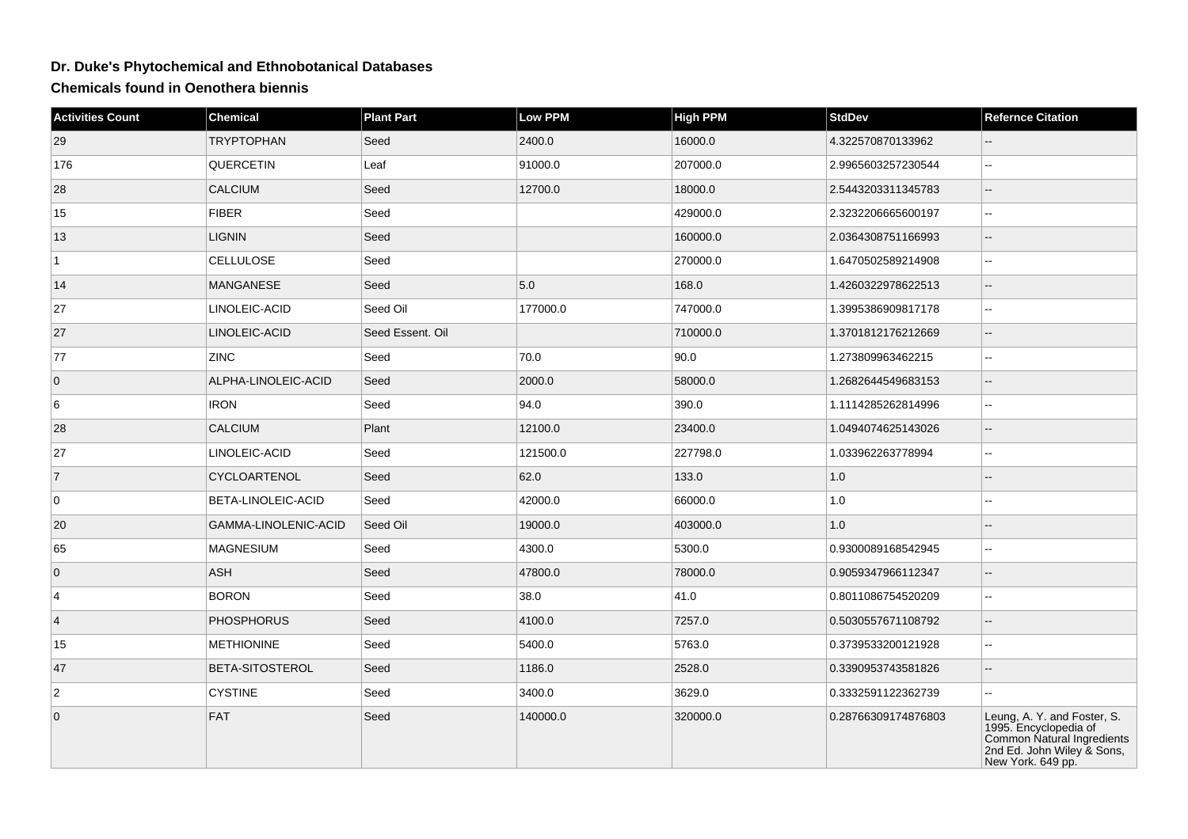# Dr. Duke's Phytochemical and Ethnobotanical Databases

## Chemicals found in Oenothera biennis

| Activities Count | Chemical | Plant Part | Low PPM | High PPM | StdDev | Refernce Citation |
|---|---|---|---|---|---|---|
| 29 | TRYPTOPHAN | Seed | 2400.0 | 16000.0 | 4.322570870133962 | -- |
| 176 | QUERCETIN | Leaf | 91000.0 | 207000.0 | 2.9965603257230544 | -- |
| 28 | CALCIUM | Seed | 12700.0 | 18000.0 | 2.5443203311345783 | -- |
| 15 | FIBER | Seed | | 429000.0 | 2.3232206665600197 | -- |
| 13 | LIGNIN | Seed | | 160000.0 | 2.0364308751166993 | -- |
| 1 | CELLULOSE | Seed | | 270000.0 | 1.6470502589214908 | -- |
| 14 | MANGANESE | Seed | 5.0 | 168.0 | 1.4260322978622513 | -- |
| 27 | LINOLEIC-ACID | Seed Oil | 177000.0 | 747000.0 | 1.3995386909817178 | -- |
| 27 | LINOLEIC-ACID | Seed Essent. Oil | | 710000.0 | 1.3701812176212669 | -- |
| 77 | ZINC | Seed | 70.0 | 90.0 | 1.273809963462215 | -- |
| 0 | ALPHA-LINOLEIC-ACID | Seed | 2000.0 | 58000.0 | 1.2682644549683153 | -- |
| 6 | IRON | Seed | 94.0 | 390.0 | 1.1114285262814996 | -- |
| 28 | CALCIUM | Plant | 12100.0 | 23400.0 | 1.0494074625143026 | -- |
| 27 | LINOLEIC-ACID | Seed | 121500.0 | 227798.0 | 1.033962263778994 | -- |
| 7 | CYCLOARTENOL | Seed | 62.0 | 133.0 | 1.0 | -- |
| 0 | BETA-LINOLEIC-ACID | Seed | 42000.0 | 66000.0 | 1.0 | -- |
| 20 | GAMMA-LINOLENIC-ACID | Seed Oil | 19000.0 | 403000.0 | 1.0 | -- |
| 65 | MAGNESIUM | Seed | 4300.0 | 5300.0 | 0.9300089168542945 | -- |
| 0 | ASH | Seed | 47800.0 | 78000.0 | 0.9059347966112347 | -- |
| 4 | BORON | Seed | 38.0 | 41.0 | 0.8011086754520209 | -- |
| 4 | PHOSPHORUS | Seed | 4100.0 | 7257.0 | 0.5030557671108792 | -- |
| 15 | METHIONINE | Seed | 5400.0 | 5763.0 | 0.3739533200121928 | -- |
| 47 | BETA-SITOSTEROL | Seed | 1186.0 | 2528.0 | 0.3390953743581826 | -- |
| 2 | CYSTINE | Seed | 3400.0 | 3629.0 | 0.3332591122362739 | -- |
| 0 | FAT | Seed | 140000.0 | 320000.0 | 0.28766309174876803 | Leung, A. Y. and Foster, S. 1995. Encyclopedia of Common Natural Ingredients 2nd Ed. John Wiley & Sons, New York. 649 pp. |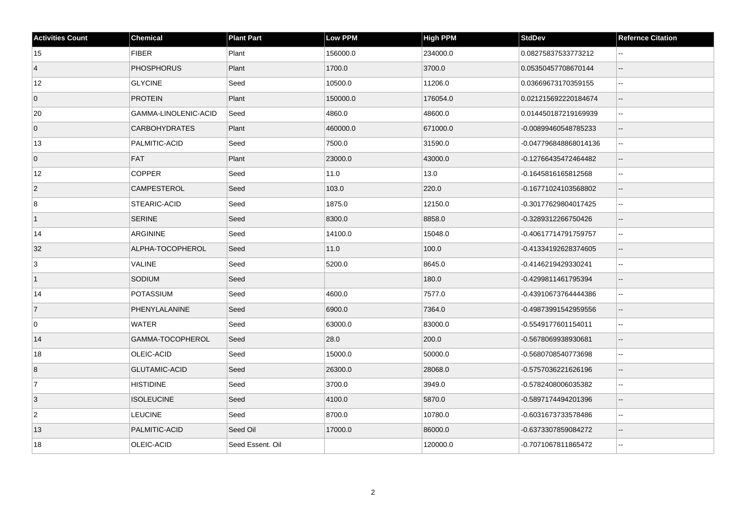| Activities Count | Chemical | Plant Part | Low PPM | High PPM | StdDev | Refernce Citation |
| --- | --- | --- | --- | --- | --- | --- |
| 15 | FIBER | Plant | 156000.0 | 234000.0 | 0.08275837533773212 | -- |
| 4 | PHOSPHORUS | Plant | 1700.0 | 3700.0 | 0.05350457708670144 | -- |
| 12 | GLYCINE | Seed | 10500.0 | 11206.0 | 0.03669673170359155 | -- |
| 0 | PROTEIN | Plant | 150000.0 | 176054.0 | 0.021215692220184674 | -- |
| 20 | GAMMA-LINOLENIC-ACID | Seed | 4860.0 | 48600.0 | 0.014450187219169939 | -- |
| 0 | CARBOHYDRATES | Plant | 460000.0 | 671000.0 | -0.00899460548785233 | -- |
| 13 | PALMITIC-ACID | Seed | 7500.0 | 31590.0 | -0.047796848868014136 | -- |
| 0 | FAT | Plant | 23000.0 | 43000.0 | -0.12766435472464482 | -- |
| 12 | COPPER | Seed | 11.0 | 13.0 | -0.1645816165812568 | -- |
| 2 | CAMPESTEROL | Seed | 103.0 | 220.0 | -0.16771024103568802 | -- |
| 8 | STEARIC-ACID | Seed | 1875.0 | 12150.0 | -0.30177629804017425 | -- |
| 1 | SERINE | Seed | 8300.0 | 8858.0 | -0.3289312266750426 | -- |
| 14 | ARGININE | Seed | 14100.0 | 15048.0 | -0.40617714791759757 | -- |
| 32 | ALPHA-TOCOPHEROL | Seed | 11.0 | 100.0 | -0.41334192628374605 | -- |
| 3 | VALINE | Seed | 5200.0 | 8645.0 | -0.4146219429330241 | -- |
| 1 | SODIUM | Seed | | 180.0 | -0.4299811461795394 | -- |
| 14 | POTASSIUM | Seed | 4600.0 | 7577.0 | -0.43910673764444386 | -- |
| 7 | PHENYLALANINE | Seed | 6900.0 | 7364.0 | -0.49873991542959556 | -- |
| 0 | WATER | Seed | 63000.0 | 83000.0 | -0.5549177601154011 | -- |
| 14 | GAMMA-TOCOPHEROL | Seed | 28.0 | 200.0 | -0.5678069938930681 | -- |
| 18 | OLEIC-ACID | Seed | 15000.0 | 50000.0 | -0.5680708540773698 | -- |
| 8 | GLUTAMIC-ACID | Seed | 26300.0 | 28068.0 | -0.5757036221626196 | -- |
| 7 | HISTIDINE | Seed | 3700.0 | 3949.0 | -0.5782408006035382 | -- |
| 3 | ISOLEUCINE | Seed | 4100.0 | 5870.0 | -0.5897174494201396 | -- |
| 2 | LEUCINE | Seed | 8700.0 | 10780.0 | -0.6031673733578486 | -- |
| 13 | PALMITIC-ACID | Seed Oil | 17000.0 | 86000.0 | -0.6373307859084272 | -- |
| 18 | OLEIC-ACID | Seed Essent. Oil | | 120000.0 | -0.7071067811865472 | -- |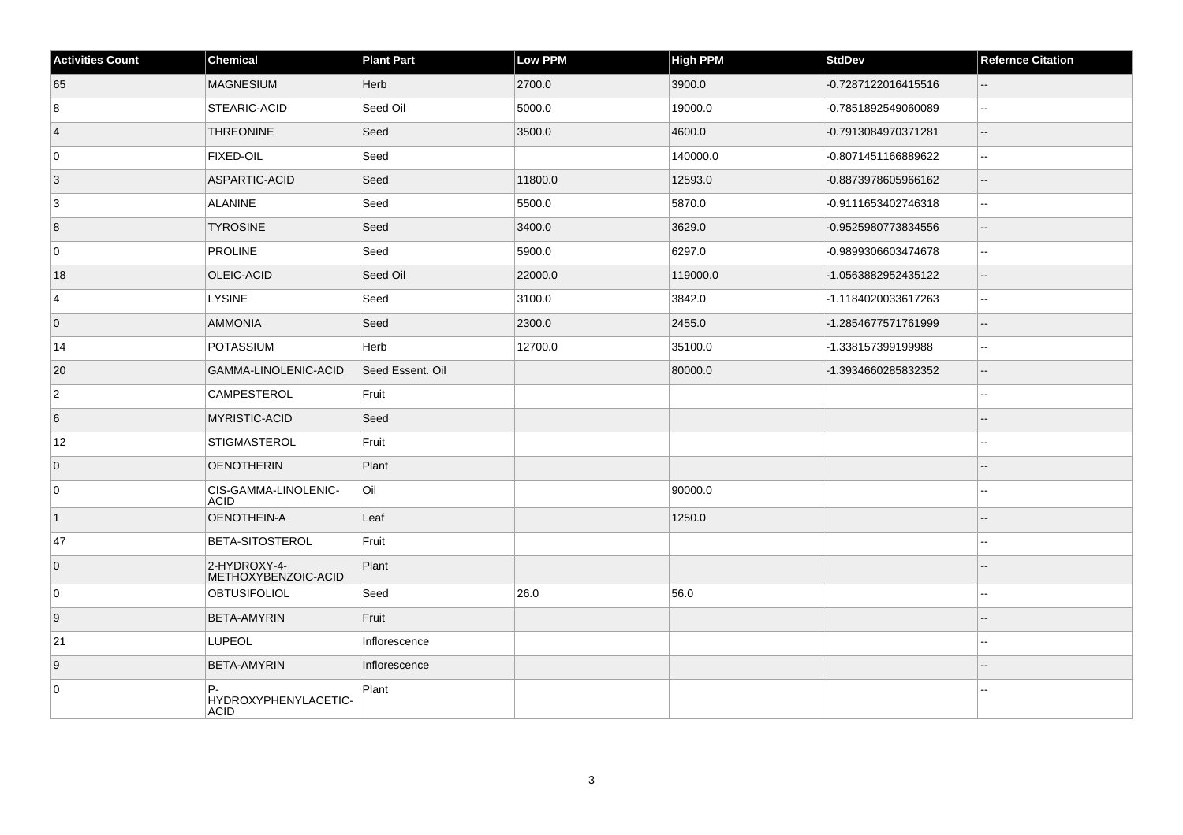| Activities Count | Chemical | Plant Part | Low PPM | High PPM | StdDev | Refernce Citation |
|---|---|---|---|---|---|---|
| 65 | MAGNESIUM | Herb | 2700.0 | 3900.0 | -0.7287122016415516 | -- |
| 8 | STEARIC-ACID | Seed Oil | 5000.0 | 19000.0 | -0.7851892549060089 | -- |
| 4 | THREONINE | Seed | 3500.0 | 4600.0 | -0.7913084970371281 | -- |
| 0 | FIXED-OIL | Seed | | 140000.0 | -0.8071451166889622 | -- |
| 3 | ASPARTIC-ACID | Seed | 11800.0 | 12593.0 | -0.8873978605966162 | -- |
| 3 | ALANINE | Seed | 5500.0 | 5870.0 | -0.9111653402746318 | -- |
| 8 | TYROSINE | Seed | 3400.0 | 3629.0 | -0.9525980773834556 | -- |
| 0 | PROLINE | Seed | 5900.0 | 6297.0 | -0.9899306603474678 | -- |
| 18 | OLEIC-ACID | Seed Oil | 22000.0 | 119000.0 | -1.0563882952435122 | -- |
| 4 | LYSINE | Seed | 3100.0 | 3842.0 | -1.1184020033617263 | -- |
| 0 | AMMONIA | Seed | 2300.0 | 2455.0 | -1.2854677571761999 | -- |
| 14 | POTASSIUM | Herb | 12700.0 | 35100.0 | -1.338157399199988 | -- |
| 20 | GAMMA-LINOLENIC-ACID | Seed Essent. Oil | | 80000.0 | -1.3934660285832352 | -- |
| 2 | CAMPESTEROL | Fruit | | | | -- |
| 6 | MYRISTIC-ACID | Seed | | | | -- |
| 12 | STIGMASTEROL | Fruit | | | | -- |
| 0 | OENOTHERIN | Plant | | | | -- |
| 0 | CIS-GAMMA-LINOLENIC-ACID | Oil | | 90000.0 | | -- |
| 1 | OENOTHEIN-A | Leaf | | 1250.0 | | -- |
| 47 | BETA-SITOSTEROL | Fruit | | | | -- |
| 0 | 2-HYDROXY-4-METHOXYBENZOIC-ACID | Plant | | | | -- |
| 0 | OBTUSIFOLIOL | Seed | 26.0 | 56.0 | | -- |
| 9 | BETA-AMYRIN | Fruit | | | | -- |
| 21 | LUPEOL | Inflorescence | | | | -- |
| 9 | BETA-AMYRIN | Inflorescence | | | | -- |
| 0 | P-HYDROXYPHENYLACETIC-ACID | Plant | | | | -- |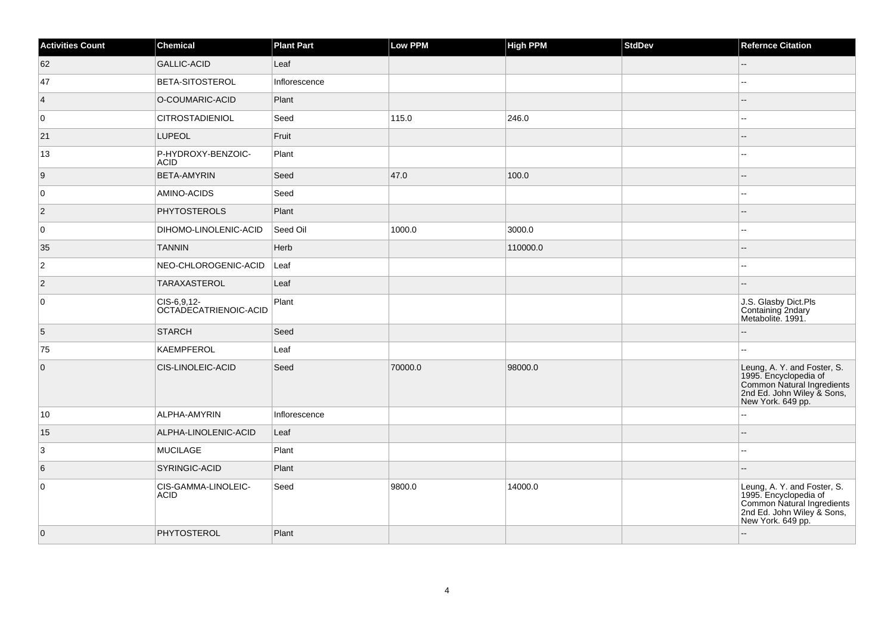| Activities Count | Chemical | Plant Part | Low PPM | High PPM | StdDev | Refernce Citation |
| --- | --- | --- | --- | --- | --- | --- |
| 62 | GALLIC-ACID | Leaf | | | | -- |
| 47 | BETA-SITOSTEROL | Inflorescence | | | | -- |
| 4 | O-COUMARIC-ACID | Plant | | | | -- |
| 0 | CITROSTADIENIOL | Seed | 115.0 | 246.0 | | -- |
| 21 | LUPEOL | Fruit | | | | -- |
| 13 | P-HYDROXY-BENZOIC-ACID | Plant | | | | -- |
| 9 | BETA-AMYRIN | Seed | 47.0 | 100.0 | | -- |
| 0 | AMINO-ACIDS | Seed | | | | -- |
| 2 | PHYTOSTEROLS | Plant | | | | -- |
| 0 | DIHOMO-LINOLENIC-ACID | Seed Oil | 1000.0 | 3000.0 | | -- |
| 35 | TANNIN | Herb | | 110000.0 | | -- |
| 2 | NEO-CHLOROGENIC-ACID | Leaf | | | | -- |
| 2 | TARAXASTEROL | Leaf | | | | -- |
| 0 | CIS-6,9,12-OCTADECATRIENOIC-ACID | Plant | | | | J.S. Glasby Dict.Pls Containing 2ndary Metabolite. 1991. |
| 5 | STARCH | Seed | | | | -- |
| 75 | KAEMPFEROL | Leaf | | | | -- |
| 0 | CIS-LINOLEIC-ACID | Seed | 70000.0 | 98000.0 | | Leung, A. Y. and Foster, S. 1995. Encyclopedia of Common Natural Ingredients 2nd Ed. John Wiley & Sons, New York. 649 pp. |
| 10 | ALPHA-AMYRIN | Inflorescence | | | | -- |
| 15 | ALPHA-LINOLENIC-ACID | Leaf | | | | -- |
| 3 | MUCILAGE | Plant | | | | -- |
| 6 | SYRINGIC-ACID | Plant | | | | -- |
| 0 | CIS-GAMMA-LINOLEIC-ACID | Seed | 9800.0 | 14000.0 | | Leung, A. Y. and Foster, S. 1995. Encyclopedia of Common Natural Ingredients 2nd Ed. John Wiley & Sons, New York. 649 pp. |
| 0 | PHYTOSTEROL | Plant | | | | -- |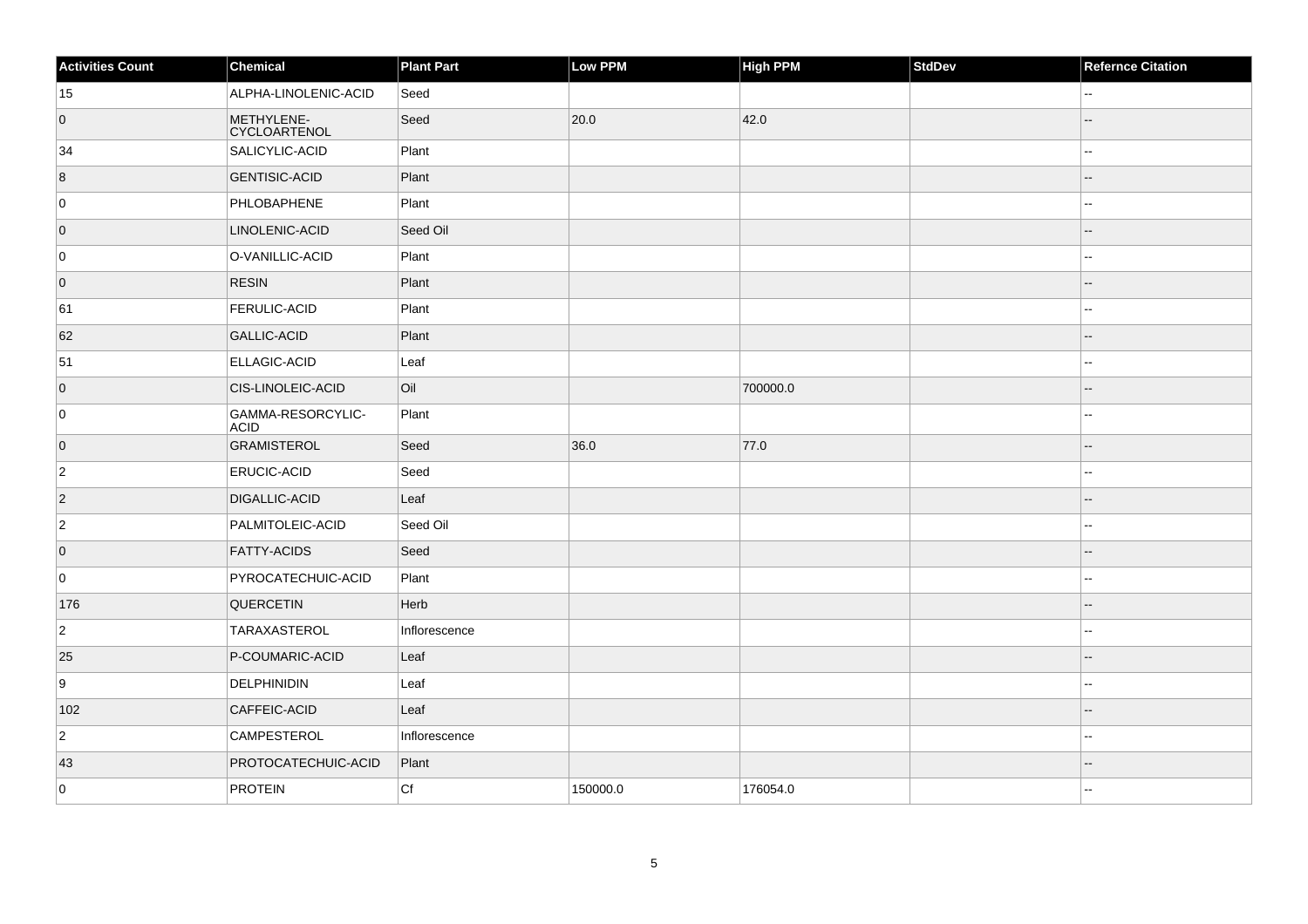| Activities Count | Chemical | Plant Part | Low PPM | High PPM | StdDev | Refernce Citation |
|---|---|---|---|---|---|---|
| 15 | ALPHA-LINOLENIC-ACID | Seed | | | | -- |
| 0 | METHYLENE-CYCLOARTENOL | Seed | 20.0 | 42.0 | | -- |
| 34 | SALICYLIC-ACID | Plant | | | | -- |
| 8 | GENTISIC-ACID | Plant | | | | -- |
| 0 | PHLOBAPHENE | Plant | | | | -- |
| 0 | LINOLENIC-ACID | Seed Oil | | | | -- |
| 0 | O-VANILLIC-ACID | Plant | | | | -- |
| 0 | RESIN | Plant | | | | -- |
| 61 | FERULIC-ACID | Plant | | | | -- |
| 62 | GALLIC-ACID | Plant | | | | -- |
| 51 | ELLAGIC-ACID | Leaf | | | | -- |
| 0 | CIS-LINOLEIC-ACID | Oil | | 700000.0 | | -- |
| 0 | GAMMA-RESORCYLIC-ACID | Plant | | | | -- |
| 0 | GRAMISTEROL | Seed | 36.0 | 77.0 | | -- |
| 2 | ERUCIC-ACID | Seed | | | | -- |
| 2 | DIGALLIC-ACID | Leaf | | | | -- |
| 2 | PALMITOLEIC-ACID | Seed Oil | | | | -- |
| 0 | FATTY-ACIDS | Seed | | | | -- |
| 0 | PYROCATECHUIC-ACID | Plant | | | | -- |
| 176 | QUERCETIN | Herb | | | | -- |
| 2 | TARAXASTEROL | Inflorescence | | | | -- |
| 25 | P-COUMARIC-ACID | Leaf | | | | -- |
| 9 | DELPHINIDIN | Leaf | | | | -- |
| 102 | CAFFEIC-ACID | Leaf | | | | -- |
| 2 | CAMPESTEROL | Inflorescence | | | | -- |
| 43 | PROTOCATECHUIC-ACID | Plant | | | | -- |
| 0 | PROTEIN | Cf | 150000.0 | 176054.0 | | -- |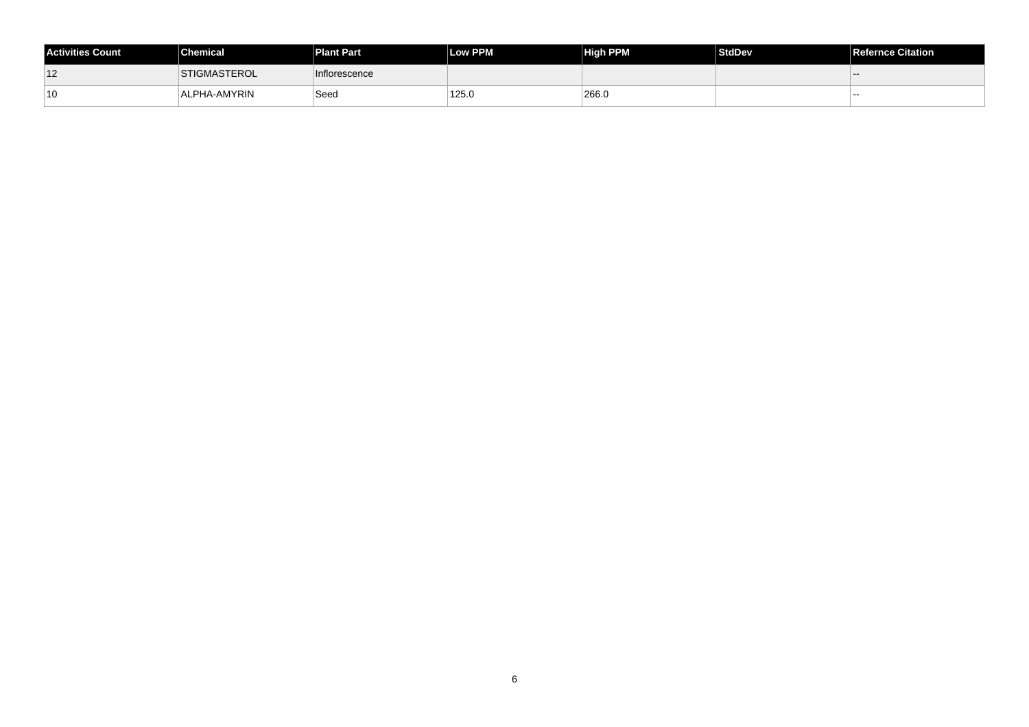| Activities Count | Chemical | Plant Part | Low PPM | High PPM | StdDev | Refernce Citation |
|---|---|---|---|---|---|---|
| 12 | STIGMASTEROL | Inflorescence | | | | -- |
| 10 | ALPHA-AMYRIN | Seed | 125.0 | 266.0 | | -- |